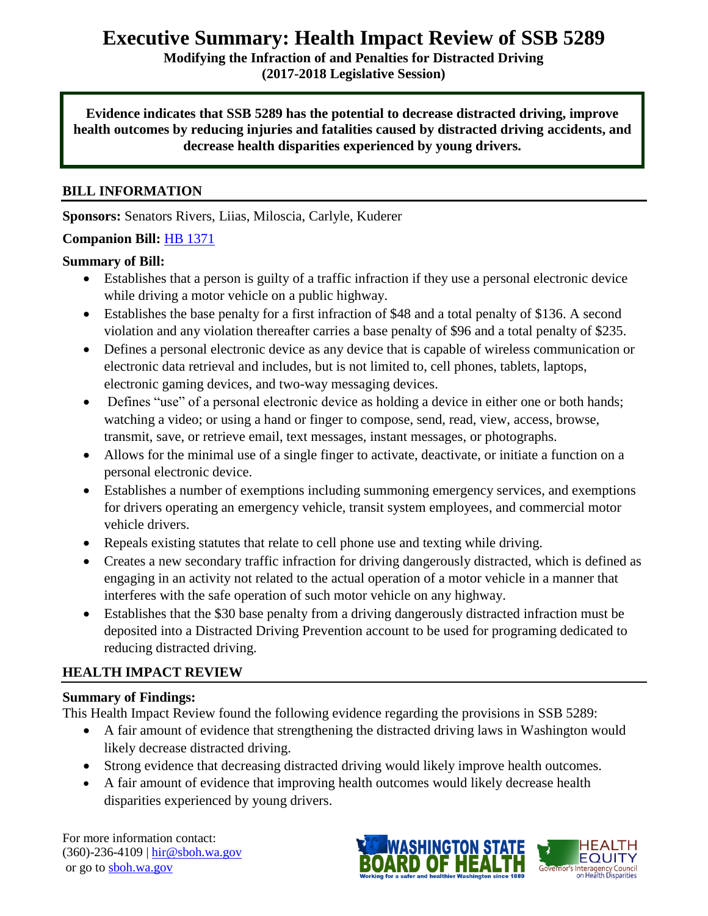# Executive Summary: Health Impact Review of SSB 5289

**Modifying the Infraction of and Penalties for Distracted Driving**
**(2017-2018 Legislative Session)**

**Evidence indicates that SSB 5289 has the potential to decrease distracted driving, improve health outcomes by reducing injuries and fatalities caused by distracted driving accidents, and decrease health disparities experienced by young drivers.**

## BILL INFORMATION

**Sponsors:** Senators Rivers, Liias, Miloscia, Carlyle, Kuderer

**Companion Bill:** HB 1371

**Summary of Bill:**

- Establishes that a person is guilty of a traffic infraction if they use a personal electronic device while driving a motor vehicle on a public highway.
- Establishes the base penalty for a first infraction of $48 and a total penalty of $136. A second violation and any violation thereafter carries a base penalty of $96 and a total penalty of $235.
- Defines a personal electronic device as any device that is capable of wireless communication or electronic data retrieval and includes, but is not limited to, cell phones, tablets, laptops, electronic gaming devices, and two-way messaging devices.
- Defines "use" of a personal electronic device as holding a device in either one or both hands; watching a video; or using a hand or finger to compose, send, read, view, access, browse, transmit, save, or retrieve email, text messages, instant messages, or photographs.
- Allows for the minimal use of a single finger to activate, deactivate, or initiate a function on a personal electronic device.
- Establishes a number of exemptions including summoning emergency services, and exemptions for drivers operating an emergency vehicle, transit system employees, and commercial motor vehicle drivers.
- Repeals existing statutes that relate to cell phone use and texting while driving.
- Creates a new secondary traffic infraction for driving dangerously distracted, which is defined as engaging in an activity not related to the actual operation of a motor vehicle in a manner that interferes with the safe operation of such motor vehicle on any highway.
- Establishes that the $30 base penalty from a driving dangerously distracted infraction must be deposited into a Distracted Driving Prevention account to be used for programing dedicated to reducing distracted driving.

## HEALTH IMPACT REVIEW

**Summary of Findings:**

This Health Impact Review found the following evidence regarding the provisions in SSB 5289:

- A fair amount of evidence that strengthening the distracted driving laws in Washington would likely decrease distracted driving.
- Strong evidence that decreasing distracted driving would likely improve health outcomes.
- A fair amount of evidence that improving health outcomes would likely decrease health disparities experienced by young drivers.

For more information contact:
(360)-236-4109 | hir@sboh.wa.gov
or go to sboh.wa.gov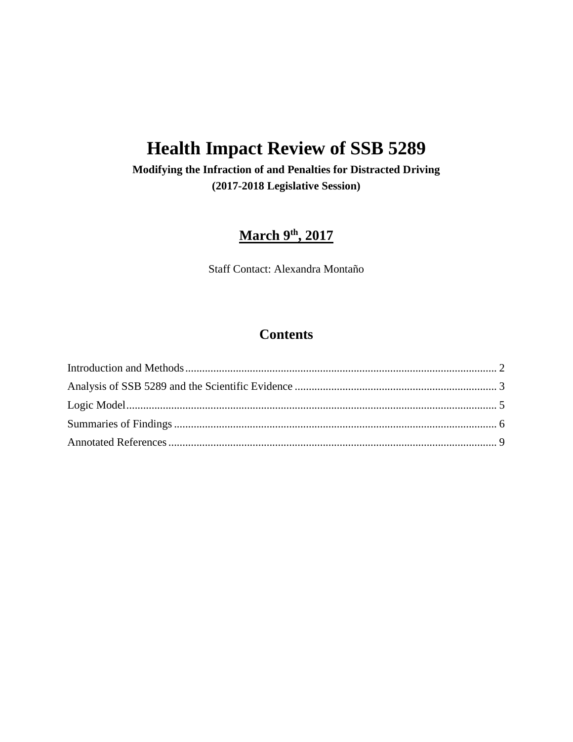// Health Impact Review of SSB 5289

**Modifying the Infraction of and Penalties for Distracted Driving**

**(2017-2018 Legislative Session)**

**March 9th, 2017**

Staff Contact: Alexandra Montaño

## Contents

Introduction and Methods ........................................................ 2

Analysis of SSB 5289 and the Scientific Evidence ........................................................ 3

Logic Model ........................................................ 5

Summaries of Findings ........................................................ 6

Annotated References ........................................................ 9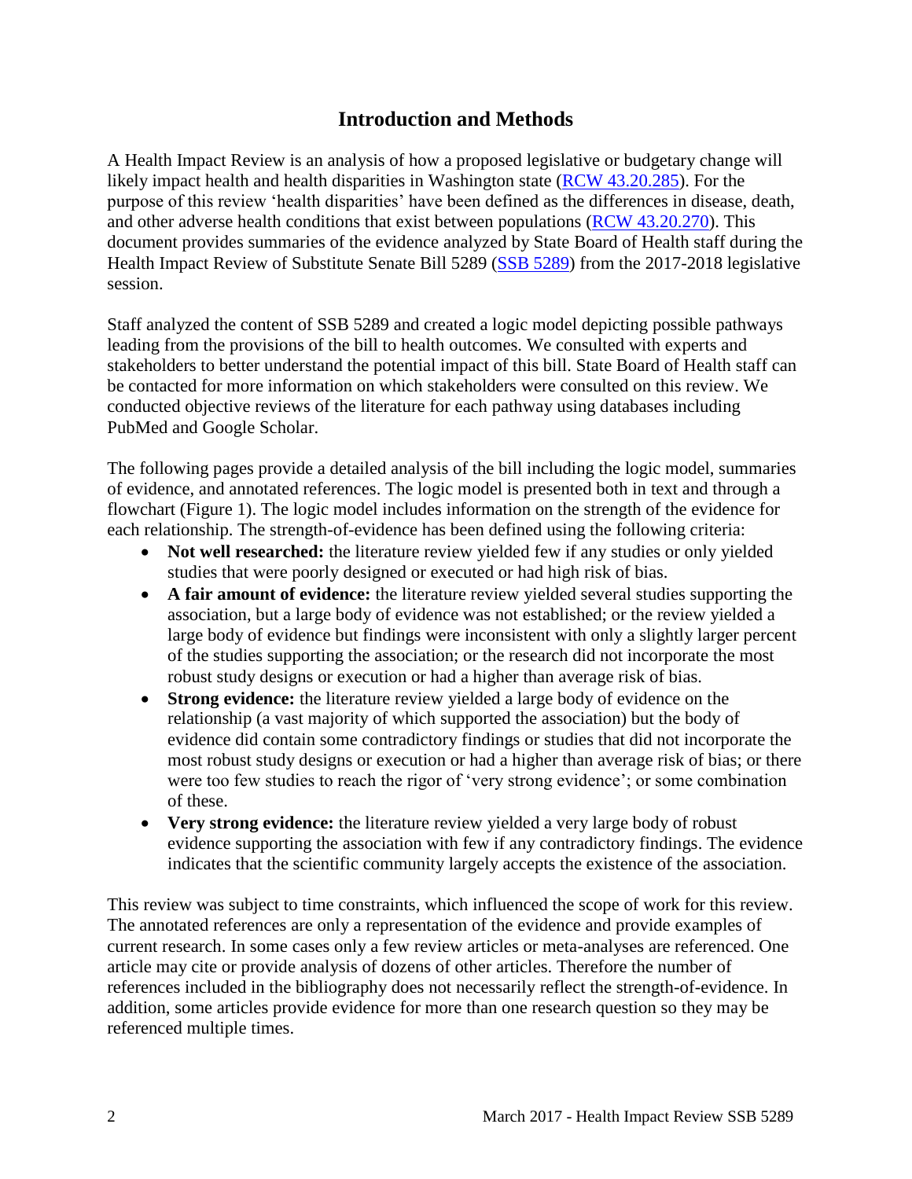## Introduction and Methods

A Health Impact Review is an analysis of how a proposed legislative or budgetary change will likely impact health and health disparities in Washington state ([RCW 43.20.285]()). For the purpose of this review 'health disparities' have been defined as the differences in disease, death, and other adverse health conditions that exist between populations ([RCW 43.20.270]()). This document provides summaries of the evidence analyzed by State Board of Health staff during the Health Impact Review of Substitute Senate Bill 5289 ([SSB 5289]()) from the 2017-2018 legislative session.

Staff analyzed the content of SSB 5289 and created a logic model depicting possible pathways leading from the provisions of the bill to health outcomes. We consulted with experts and stakeholders to better understand the potential impact of this bill. State Board of Health staff can be contacted for more information on which stakeholders were consulted on this review. We conducted objective reviews of the literature for each pathway using databases including PubMed and Google Scholar.

The following pages provide a detailed analysis of the bill including the logic model, summaries of evidence, and annotated references. The logic model is presented both in text and through a flowchart (Figure 1). The logic model includes information on the strength of the evidence for each relationship. The strength-of-evidence has been defined using the following criteria:

- **Not well researched:** the literature review yielded few if any studies or only yielded studies that were poorly designed or executed or had high risk of bias.
- **A fair amount of evidence:** the literature review yielded several studies supporting the association, but a large body of evidence was not established; or the review yielded a large body of evidence but findings were inconsistent with only a slightly larger percent of the studies supporting the association; or the research did not incorporate the most robust study designs or execution or had a higher than average risk of bias.
- **Strong evidence:** the literature review yielded a large body of evidence on the relationship (a vast majority of which supported the association) but the body of evidence did contain some contradictory findings or studies that did not incorporate the most robust study designs or execution or had a higher than average risk of bias; or there were too few studies to reach the rigor of 'very strong evidence'; or some combination of these.
- **Very strong evidence:** the literature review yielded a very large body of robust evidence supporting the association with few if any contradictory findings. The evidence indicates that the scientific community largely accepts the existence of the association.

This review was subject to time constraints, which influenced the scope of work for this review. The annotated references are only a representation of the evidence and provide examples of current research. In some cases only a few review articles or meta-analyses are referenced. One article may cite or provide analysis of dozens of other articles. Therefore the number of references included in the bibliography does not necessarily reflect the strength-of-evidence. In addition, some articles provide evidence for more than one research question so they may be referenced multiple times.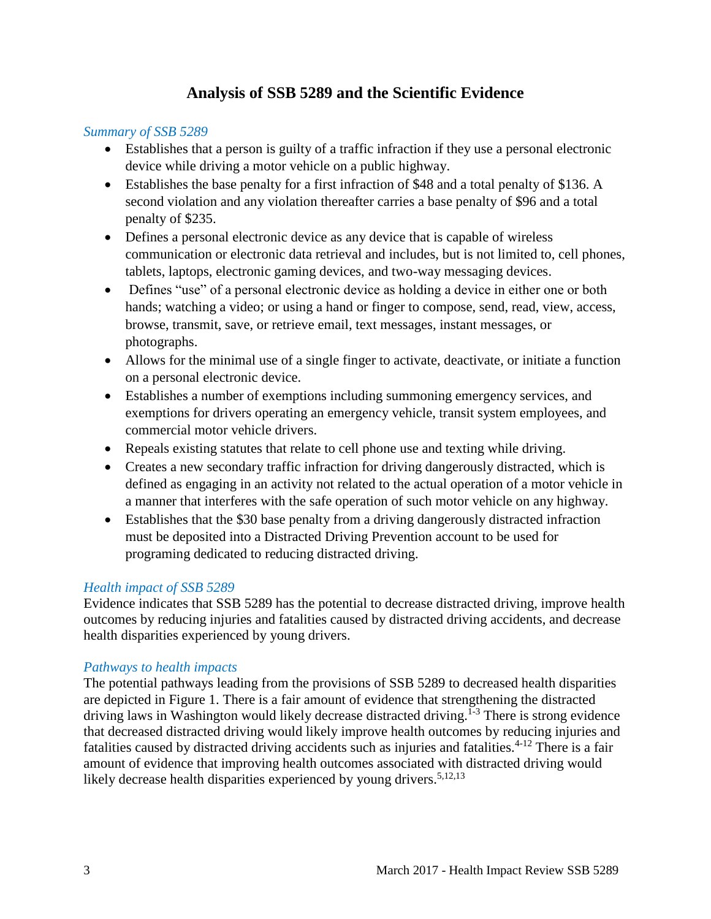# Analysis of SSB 5289 and the Scientific Evidence

*Summary of SSB 5289*

- Establishes that a person is guilty of a traffic infraction if they use a personal electronic device while driving a motor vehicle on a public highway.
- Establishes the base penalty for a first infraction of $48 and a total penalty of $136. A second violation and any violation thereafter carries a base penalty of $96 and a total penalty of $235.
- Defines a personal electronic device as any device that is capable of wireless communication or electronic data retrieval and includes, but is not limited to, cell phones, tablets, laptops, electronic gaming devices, and two-way messaging devices.
- Defines "use" of a personal electronic device as holding a device in either one or both hands; watching a video; or using a hand or finger to compose, send, read, view, access, browse, transmit, save, or retrieve email, text messages, instant messages, or photographs.
- Allows for the minimal use of a single finger to activate, deactivate, or initiate a function on a personal electronic device.
- Establishes a number of exemptions including summoning emergency services, and exemptions for drivers operating an emergency vehicle, transit system employees, and commercial motor vehicle drivers.
- Repeals existing statutes that relate to cell phone use and texting while driving.
- Creates a new secondary traffic infraction for driving dangerously distracted, which is defined as engaging in an activity not related to the actual operation of a motor vehicle in a manner that interferes with the safe operation of such motor vehicle on any highway.
- Establishes that the $30 base penalty from a driving dangerously distracted infraction must be deposited into a Distracted Driving Prevention account to be used for programing dedicated to reducing distracted driving.

*Health impact of SSB 5289*

Evidence indicates that SSB 5289 has the potential to decrease distracted driving, improve health outcomes by reducing injuries and fatalities caused by distracted driving accidents, and decrease health disparities experienced by young drivers.

*Pathways to health impacts*

The potential pathways leading from the provisions of SSB 5289 to decreased health disparities are depicted in Figure 1. There is a fair amount of evidence that strengthening the distracted driving laws in Washington would likely decrease distracted driving.[1-3] There is strong evidence that decreased distracted driving would likely improve health outcomes by reducing injuries and fatalities caused by distracted driving accidents such as injuries and fatalities.[4-12] There is a fair amount of evidence that improving health outcomes associated with distracted driving would likely decrease health disparities experienced by young drivers.[5,12,13]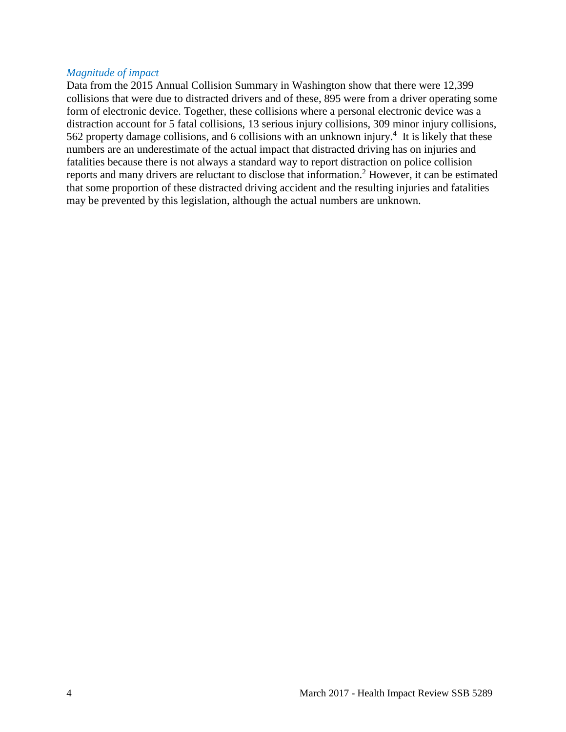### *Magnitude of impact*

Data from the 2015 Annual Collision Summary in Washington show that there were 12,399 collisions that were due to distracted drivers and of these, 895 were from a driver operating some form of electronic device. Together, these collisions where a personal electronic device was a distraction account for 5 fatal collisions, 13 serious injury collisions, 309 minor injury collisions, 562 property damage collisions, and 6 collisions with an unknown injury.[4] It is likely that these numbers are an underestimate of the actual impact that distracted driving has on injuries and fatalities because there is not always a standard way to report distraction on police collision reports and many drivers are reluctant to disclose that information.[2] However, it can be estimated that some proportion of these distracted driving accident and the resulting injuries and fatalities may be prevented by this legislation, although the actual numbers are unknown.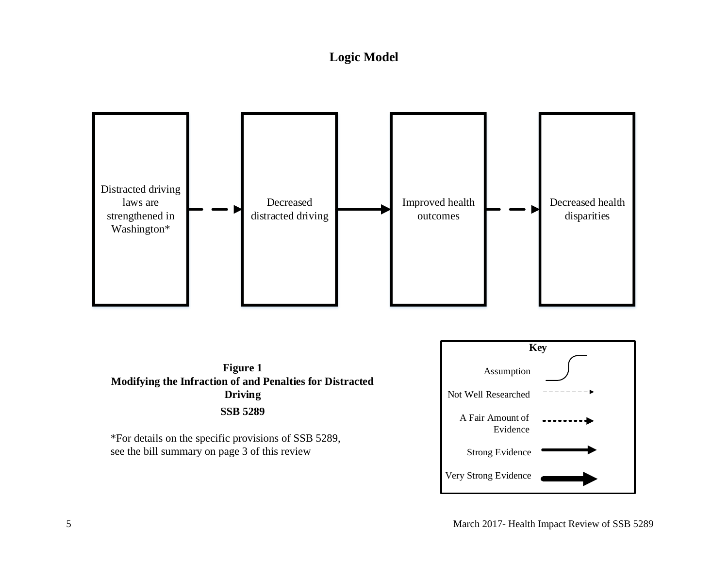## Logic Model

Distracted driving laws are strengthened in Washington*

Decreased distracted driving

Improved health outcomes

Decreased health disparities

**Key**

Assumption

Not Well Researched

A Fair Amount of Evidence

Strong Evidence

Very Strong Evidence

**Figure 1**
**Modifying the Infraction of and Penalties for Distracted Driving**
**SSB 5289**

*For details on the specific provisions of SSB 5289, see the bill summary on page 3 of this review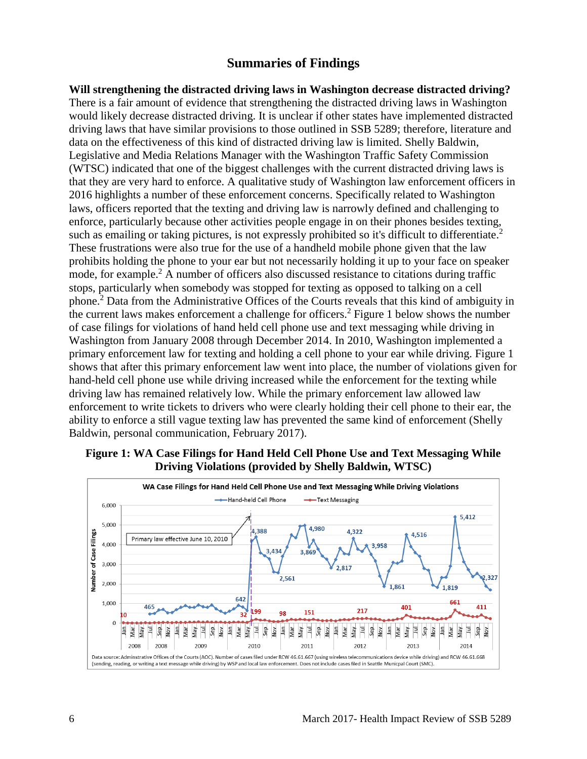## Summaries of Findings

**Will strengthening the distracted driving laws in Washington decrease distracted driving?** There is a fair amount of evidence that strengthening the distracted driving laws in Washington would likely decrease distracted driving. It is unclear if other states have implemented distracted driving laws that have similar provisions to those outlined in SSB 5289; therefore, literature and data on the effectiveness of this kind of distracted driving law is limited. Shelly Baldwin, Legislative and Media Relations Manager with the Washington Traffic Safety Commission (WTSC) indicated that one of the biggest challenges with the current distracted driving laws is that they are very hard to enforce. A qualitative study of Washington law enforcement officers in 2016 highlights a number of these enforcement concerns. Specifically related to Washington laws, officers reported that the texting and driving law is narrowly defined and challenging to enforce, particularly because other activities people engage in on their phones besides texting, such as emailing or taking pictures, is not expressly prohibited so it's difficult to differentiate.[2] These frustrations were also true for the use of a handheld mobile phone given that the law prohibits holding the phone to your ear but not necessarily holding it up to your face on speaker mode, for example.[2] A number of officers also discussed resistance to citations during traffic stops, particularly when somebody was stopped for texting as opposed to talking on a cell phone.[2] Data from the Administrative Offices of the Courts reveals that this kind of ambiguity in the current laws makes enforcement a challenge for officers.[2] Figure 1 below shows the number of case filings for violations of hand held cell phone use and text messaging while driving in Washington from January 2008 through December 2014. In 2010, Washington implemented a primary enforcement law for texting and holding a cell phone to your ear while driving. Figure 1 shows that after this primary enforcement law went into place, the number of violations given for hand-held cell phone use while driving increased while the enforcement for the texting while driving law has remained relatively low. While the primary enforcement law allowed law enforcement to write tickets to drivers who were clearly holding their cell phone to their ear, the ability to enforce a still vague texting law has prevented the same kind of enforcement (Shelly Baldwin, personal communication, February 2017).

**Figure 1: WA Case Filings for Hand Held Cell Phone Use and Text Messaging While Driving Violations (provided by Shelly Baldwin, WTSC)**

WA Case Filings for Hand Held Cell Phone Use and Text Messaging While Driving Violations

Data source: Adminstrative Offices of the Courts (AOC). Number of cases filed under RCW 46.61.667 (using wireless telecommunications device while driving) and RCW 46.61.668 (sending, reading, or writing a text message while driving) by WSP and local law enforcement. Does not include cases filed in Seattle Municipal Court (SMC).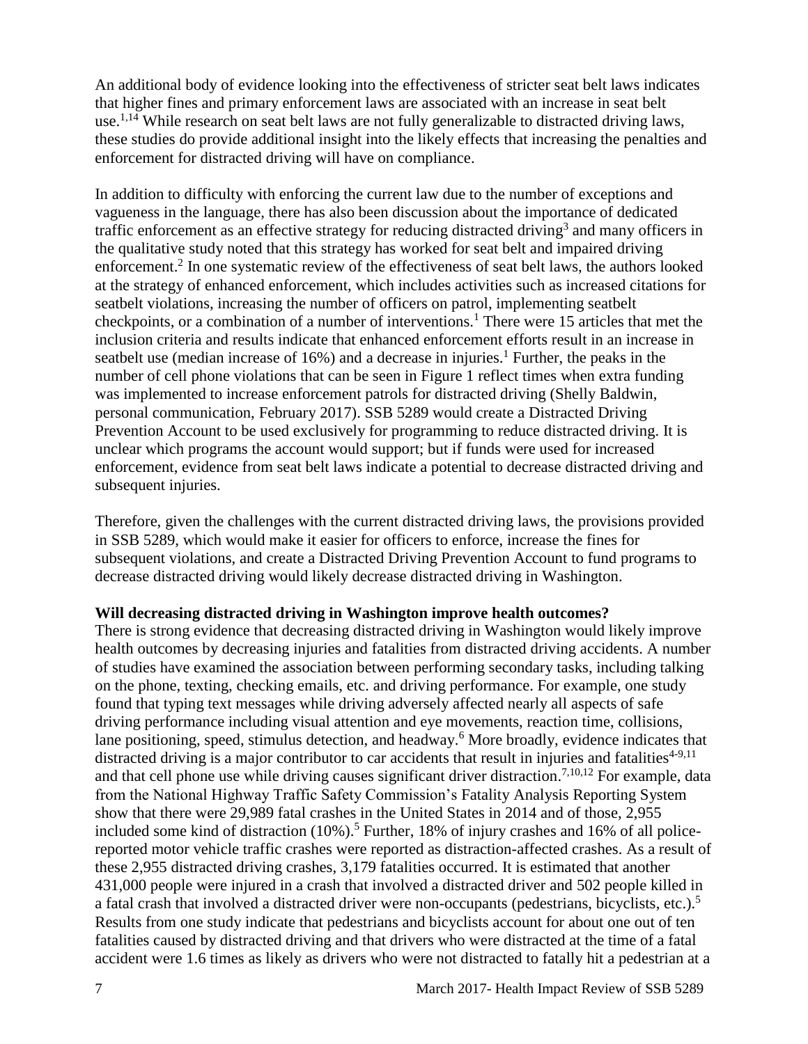An additional body of evidence looking into the effectiveness of stricter seat belt laws indicates that higher fines and primary enforcement laws are associated with an increase in seat belt use.[1,14] While research on seat belt laws are not fully generalizable to distracted driving laws, these studies do provide additional insight into the likely effects that increasing the penalties and enforcement for distracted driving will have on compliance.

In addition to difficulty with enforcing the current law due to the number of exceptions and vagueness in the language, there has also been discussion about the importance of dedicated traffic enforcement as an effective strategy for reducing distracted driving[3] and many officers in the qualitative study noted that this strategy has worked for seat belt and impaired driving enforcement.[2] In one systematic review of the effectiveness of seat belt laws, the authors looked at the strategy of enhanced enforcement, which includes activities such as increased citations for seatbelt violations, increasing the number of officers on patrol, implementing seatbelt checkpoints, or a combination of a number of interventions.[1] There were 15 articles that met the inclusion criteria and results indicate that enhanced enforcement efforts result in an increase in seatbelt use (median increase of 16%) and a decrease in injuries.[1] Further, the peaks in the number of cell phone violations that can be seen in Figure 1 reflect times when extra funding was implemented to increase enforcement patrols for distracted driving (Shelly Baldwin, personal communication, February 2017). SSB 5289 would create a Distracted Driving Prevention Account to be used exclusively for programming to reduce distracted driving. It is unclear which programs the account would support; but if funds were used for increased enforcement, evidence from seat belt laws indicate a potential to decrease distracted driving and subsequent injuries.

Therefore, given the challenges with the current distracted driving laws, the provisions provided in SSB 5289, which would make it easier for officers to enforce, increase the fines for subsequent violations, and create a Distracted Driving Prevention Account to fund programs to decrease distracted driving would likely decrease distracted driving in Washington.

**Will decreasing distracted driving in Washington improve health outcomes?**

There is strong evidence that decreasing distracted driving in Washington would likely improve health outcomes by decreasing injuries and fatalities from distracted driving accidents. A number of studies have examined the association between performing secondary tasks, including talking on the phone, texting, checking emails, etc. and driving performance. For example, one study found that typing text messages while driving adversely affected nearly all aspects of safe driving performance including visual attention and eye movements, reaction time, collisions, lane positioning, speed, stimulus detection, and headway.[6] More broadly, evidence indicates that distracted driving is a major contributor to car accidents that result in injuries and fatalities[4-9,11] and that cell phone use while driving causes significant driver distraction.[7,10,12] For example, data from the National Highway Traffic Safety Commission's Fatality Analysis Reporting System show that there were 29,989 fatal crashes in the United States in 2014 and of those, 2,955 included some kind of distraction (10%).[5] Further, 18% of injury crashes and 16% of all police-reported motor vehicle traffic crashes were reported as distraction-affected crashes. As a result of these 2,955 distracted driving crashes, 3,179 fatalities occurred. It is estimated that another 431,000 people were injured in a crash that involved a distracted driver and 502 people killed in a fatal crash that involved a distracted driver were non-occupants (pedestrians, bicyclists, etc.).[5] Results from one study indicate that pedestrians and bicyclists account for about one out of ten fatalities caused by distracted driving and that drivers who were distracted at the time of a fatal accident were 1.6 times as likely as drivers who were not distracted to fatally hit a pedestrian at a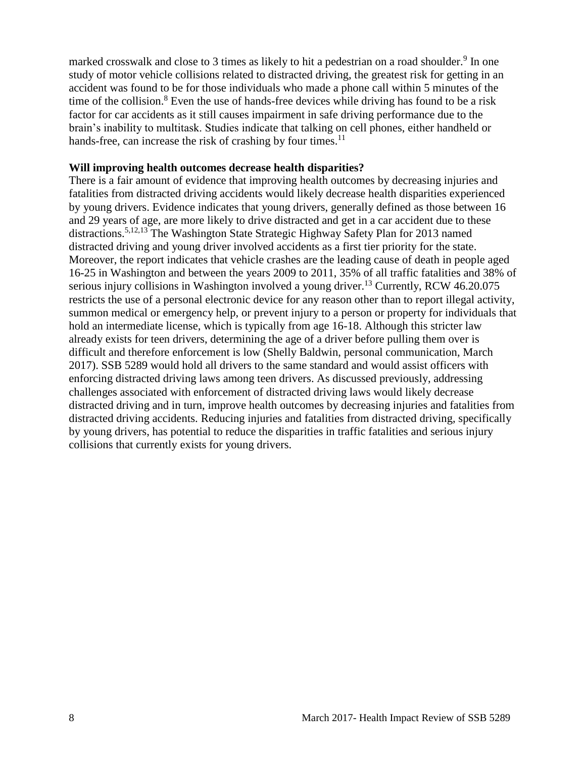marked crosswalk and close to 3 times as likely to hit a pedestrian on a road shoulder.[9] In one study of motor vehicle collisions related to distracted driving, the greatest risk for getting in an accident was found to be for those individuals who made a phone call within 5 minutes of the time of the collision.[8] Even the use of hands-free devices while driving has found to be a risk factor for car accidents as it still causes impairment in safe driving performance due to the brain's inability to multitask. Studies indicate that talking on cell phones, either handheld or hands-free, can increase the risk of crashing by four times.[11]

**Will improving health outcomes decrease health disparities?**

There is a fair amount of evidence that improving health outcomes by decreasing injuries and fatalities from distracted driving accidents would likely decrease health disparities experienced by young drivers. Evidence indicates that young drivers, generally defined as those between 16 and 29 years of age, are more likely to drive distracted and get in a car accident due to these distractions.[5,12,13] The Washington State Strategic Highway Safety Plan for 2013 named distracted driving and young driver involved accidents as a first tier priority for the state. Moreover, the report indicates that vehicle crashes are the leading cause of death in people aged 16-25 in Washington and between the years 2009 to 2011, 35% of all traffic fatalities and 38% of serious injury collisions in Washington involved a young driver.[13] Currently, RCW 46.20.075 restricts the use of a personal electronic device for any reason other than to report illegal activity, summon medical or emergency help, or prevent injury to a person or property for individuals that hold an intermediate license, which is typically from age 16-18. Although this stricter law already exists for teen drivers, determining the age of a driver before pulling them over is difficult and therefore enforcement is low (Shelly Baldwin, personal communication, March 2017). SSB 5289 would hold all drivers to the same standard and would assist officers with enforcing distracted driving laws among teen drivers. As discussed previously, addressing challenges associated with enforcement of distracted driving laws would likely decrease distracted driving and in turn, improve health outcomes by decreasing injuries and fatalities from distracted driving accidents. Reducing injuries and fatalities from distracted driving, specifically by young drivers, has potential to reduce the disparities in traffic fatalities and serious injury collisions that currently exists for young drivers.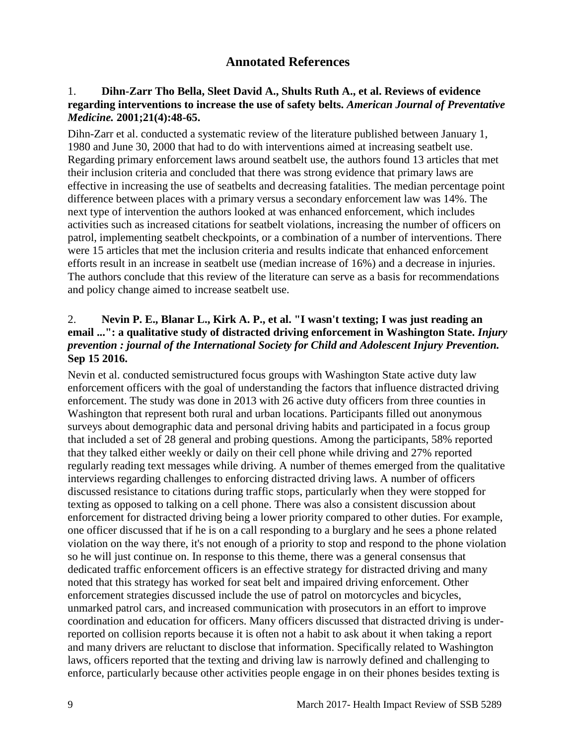## Annotated References

1. **Dihn-Zarr Tho Bella, Sleet David A., Shults Ruth A., et al. Reviews of evidence regarding interventions to increase the use of safety belts. *American Journal of Preventative Medicine.* 2001;21(4):48-65.**

Dihn-Zarr et al. conducted a systematic review of the literature published between January 1, 1980 and June 30, 2000 that had to do with interventions aimed at increasing seatbelt use. Regarding primary enforcement laws around seatbelt use, the authors found 13 articles that met their inclusion criteria and concluded that there was strong evidence that primary laws are effective in increasing the use of seatbelts and decreasing fatalities. The median percentage point difference between places with a primary versus a secondary enforcement law was 14%. The next type of intervention the authors looked at was enhanced enforcement, which includes activities such as increased citations for seatbelt violations, increasing the number of officers on patrol, implementing seatbelt checkpoints, or a combination of a number of interventions. There were 15 articles that met the inclusion criteria and results indicate that enhanced enforcement efforts result in an increase in seatbelt use (median increase of 16%) and a decrease in injuries. The authors conclude that this review of the literature can serve as a basis for recommendations and policy change aimed to increase seatbelt use.

2. **Nevin P. E., Blanar L., Kirk A. P., et al. "I wasn't texting; I was just reading an email ...": a qualitative study of distracted driving enforcement in Washington State. *Injury prevention : journal of the International Society for Child and Adolescent Injury Prevention.* Sep 15 2016.**

Nevin et al. conducted semistructured focus groups with Washington State active duty law enforcement officers with the goal of understanding the factors that influence distracted driving enforcement. The study was done in 2013 with 26 active duty officers from three counties in Washington that represent both rural and urban locations. Participants filled out anonymous surveys about demographic data and personal driving habits and participated in a focus group that included a set of 28 general and probing questions. Among the participants, 58% reported that they talked either weekly or daily on their cell phone while driving and 27% reported regularly reading text messages while driving. A number of themes emerged from the qualitative interviews regarding challenges to enforcing distracted driving laws. A number of officers discussed resistance to citations during traffic stops, particularly when they were stopped for texting as opposed to talking on a cell phone. There was also a consistent discussion about enforcement for distracted driving being a lower priority compared to other duties. For example, one officer discussed that if he is on a call responding to a burglary and he sees a phone related violation on the way there, it's not enough of a priority to stop and respond to the phone violation so he will just continue on. In response to this theme, there was a general consensus that dedicated traffic enforcement officers is an effective strategy for distracted driving and many noted that this strategy has worked for seat belt and impaired driving enforcement. Other enforcement strategies discussed include the use of patrol on motorcycles and bicycles, unmarked patrol cars, and increased communication with prosecutors in an effort to improve coordination and education for officers. Many officers discussed that distracted driving is under-reported on collision reports because it is often not a habit to ask about it when taking a report and many drivers are reluctant to disclose that information. Specifically related to Washington laws, officers reported that the texting and driving law is narrowly defined and challenging to enforce, particularly because other activities people engage in on their phones besides texting is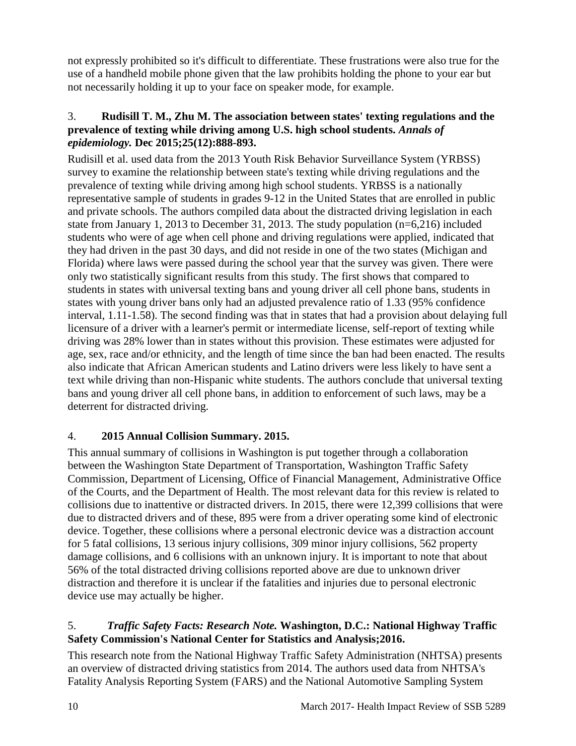not expressly prohibited so it's difficult to differentiate. These frustrations were also true for the use of a handheld mobile phone given that the law prohibits holding the phone to your ear but not necessarily holding it up to your face on speaker mode, for example.

3. **Rudisill T. M., Zhu M. The association between states' texting regulations and the prevalence of texting while driving among U.S. high school students.** ***Annals of epidemiology.*** **Dec 2015;25(12):888-893.**

Rudisill et al. used data from the 2013 Youth Risk Behavior Surveillance System (YRBSS) survey to examine the relationship between state's texting while driving regulations and the prevalence of texting while driving among high school students. YRBSS is a nationally representative sample of students in grades 9-12 in the United States that are enrolled in public and private schools. The authors compiled data about the distracted driving legislation in each state from January 1, 2013 to December 31, 2013. The study population (n=6,216) included students who were of age when cell phone and driving regulations were applied, indicated that they had driven in the past 30 days, and did not reside in one of the two states (Michigan and Florida) where laws were passed during the school year that the survey was given. There were only two statistically significant results from this study. The first shows that compared to students in states with universal texting bans and young driver all cell phone bans, students in states with young driver bans only had an adjusted prevalence ratio of 1.33 (95% confidence interval, 1.11-1.58). The second finding was that in states that had a provision about delaying full licensure of a driver with a learner's permit or intermediate license, self-report of texting while driving was 28% lower than in states without this provision. These estimates were adjusted for age, sex, race and/or ethnicity, and the length of time since the ban had been enacted. The results also indicate that African American students and Latino drivers were less likely to have sent a text while driving than non-Hispanic white students. The authors conclude that universal texting bans and young driver all cell phone bans, in addition to enforcement of such laws, may be a deterrent for distracted driving.

4. **2015 Annual Collision Summary. 2015.**

This annual summary of collisions in Washington is put together through a collaboration between the Washington State Department of Transportation, Washington Traffic Safety Commission, Department of Licensing, Office of Financial Management, Administrative Office of the Courts, and the Department of Health. The most relevant data for this review is related to collisions due to inattentive or distracted drivers. In 2015, there were 12,399 collisions that were due to distracted drivers and of these, 895 were from a driver operating some kind of electronic device. Together, these collisions where a personal electronic device was a distraction account for 5 fatal collisions, 13 serious injury collisions, 309 minor injury collisions, 562 property damage collisions, and 6 collisions with an unknown injury. It is important to note that about 56% of the total distracted driving collisions reported above are due to unknown driver distraction and therefore it is unclear if the fatalities and injuries due to personal electronic device use may actually be higher.

5. ***Traffic Safety Facts: Research Note.*** **Washington, D.C.: National Highway Traffic Safety Commission's National Center for Statistics and Analysis;2016.**

This research note from the National Highway Traffic Safety Administration (NHTSA) presents an overview of distracted driving statistics from 2014. The authors used data from NHTSA's Fatality Analysis Reporting System (FARS) and the National Automotive Sampling System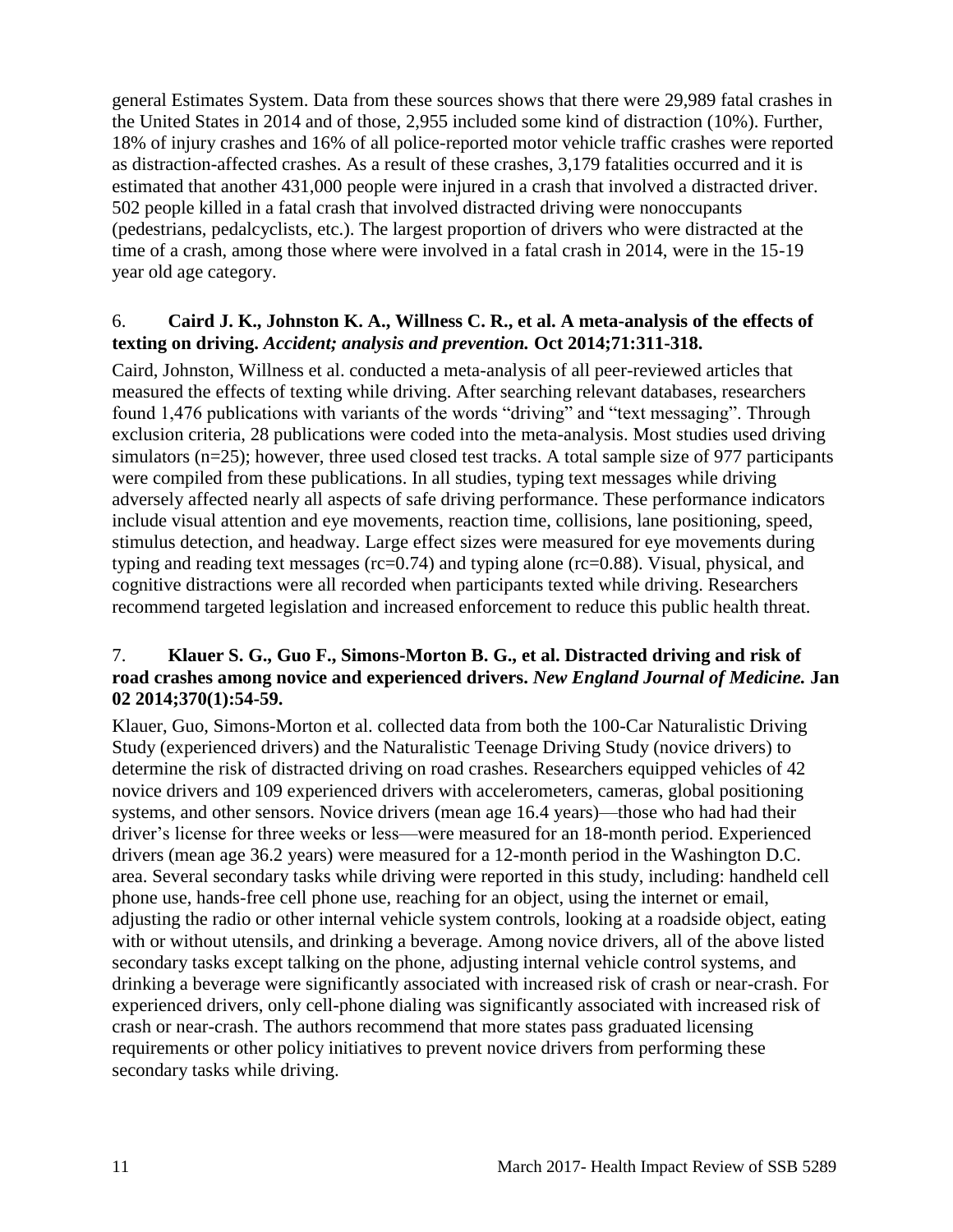general Estimates System. Data from these sources shows that there were 29,989 fatal crashes in the United States in 2014 and of those, 2,955 included some kind of distraction (10%). Further, 18% of injury crashes and 16% of all police-reported motor vehicle traffic crashes were reported as distraction-affected crashes. As a result of these crashes, 3,179 fatalities occurred and it is estimated that another 431,000 people were injured in a crash that involved a distracted driver. 502 people killed in a fatal crash that involved distracted driving were nonoccupants (pedestrians, pedalcyclists, etc.). The largest proportion of drivers who were distracted at the time of a crash, among those where were involved in a fatal crash in 2014, were in the 15-19 year old age category.

6. **Caird J. K., Johnston K. A., Willness C. R., et al. A meta-analysis of the effects of texting on driving.** ***Accident; analysis and prevention.*** **Oct 2014;71:311-318.**

Caird, Johnston, Willness et al. conducted a meta-analysis of all peer-reviewed articles that measured the effects of texting while driving. After searching relevant databases, researchers found 1,476 publications with variants of the words "driving" and "text messaging". Through exclusion criteria, 28 publications were coded into the meta-analysis. Most studies used driving simulators (n=25); however, three used closed test tracks. A total sample size of 977 participants were compiled from these publications. In all studies, typing text messages while driving adversely affected nearly all aspects of safe driving performance. These performance indicators include visual attention and eye movements, reaction time, collisions, lane positioning, speed, stimulus detection, and headway. Large effect sizes were measured for eye movements during typing and reading text messages (rc=0.74) and typing alone (rc=0.88). Visual, physical, and cognitive distractions were all recorded when participants texted while driving. Researchers recommend targeted legislation and increased enforcement to reduce this public health threat.

7. **Klauer S. G., Guo F., Simons-Morton B. G., et al. Distracted driving and risk of road crashes among novice and experienced drivers.** ***New England Journal of Medicine.*** **Jan 02 2014;370(1):54-59.**

Klauer, Guo, Simons-Morton et al. collected data from both the 100-Car Naturalistic Driving Study (experienced drivers) and the Naturalistic Teenage Driving Study (novice drivers) to determine the risk of distracted driving on road crashes. Researchers equipped vehicles of 42 novice drivers and 109 experienced drivers with accelerometers, cameras, global positioning systems, and other sensors. Novice drivers (mean age 16.4 years)—those who had had their driver's license for three weeks or less—were measured for an 18-month period. Experienced drivers (mean age 36.2 years) were measured for a 12-month period in the Washington D.C. area. Several secondary tasks while driving were reported in this study, including: handheld cell phone use, hands-free cell phone use, reaching for an object, using the internet or email, adjusting the radio or other internal vehicle system controls, looking at a roadside object, eating with or without utensils, and drinking a beverage. Among novice drivers, all of the above listed secondary tasks except talking on the phone, adjusting internal vehicle control systems, and drinking a beverage were significantly associated with increased risk of crash or near-crash. For experienced drivers, only cell-phone dialing was significantly associated with increased risk of crash or near-crash. The authors recommend that more states pass graduated licensing requirements or other policy initiatives to prevent novice drivers from performing these secondary tasks while driving.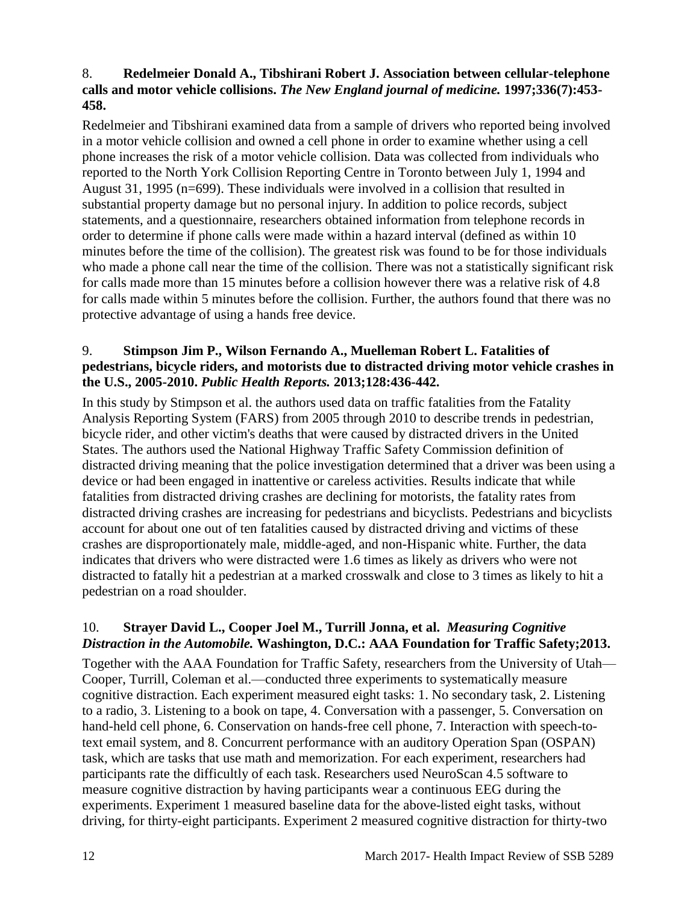8. **Redelmeier Donald A., Tibshirani Robert J. Association between cellular-telephone calls and motor vehicle collisions.** ***The New England journal of medicine.*** **1997;336(7):453-458.**

Redelmeier and Tibshirani examined data from a sample of drivers who reported being involved in a motor vehicle collision and owned a cell phone in order to examine whether using a cell phone increases the risk of a motor vehicle collision. Data was collected from individuals who reported to the North York Collision Reporting Centre in Toronto between July 1, 1994 and August 31, 1995 (n=699). These individuals were involved in a collision that resulted in substantial property damage but no personal injury. In addition to police records, subject statements, and a questionnaire, researchers obtained information from telephone records in order to determine if phone calls were made within a hazard interval (defined as within 10 minutes before the time of the collision). The greatest risk was found to be for those individuals who made a phone call near the time of the collision. There was not a statistically significant risk for calls made more than 15 minutes before a collision however there was a relative risk of 4.8 for calls made within 5 minutes before the collision. Further, the authors found that there was no protective advantage of using a hands free device.

9. **Stimpson Jim P., Wilson Fernando A., Muelleman Robert L. Fatalities of pedestrians, bicycle riders, and motorists due to distracted driving motor vehicle crashes in the U.S., 2005-2010.** ***Public Health Reports.*** **2013;128:436-442.**

In this study by Stimpson et al. the authors used data on traffic fatalities from the Fatality Analysis Reporting System (FARS) from 2005 through 2010 to describe trends in pedestrian, bicycle rider, and other victim's deaths that were caused by distracted drivers in the United States. The authors used the National Highway Traffic Safety Commission definition of distracted driving meaning that the police investigation determined that a driver was been using a device or had been engaged in inattentive or careless activities. Results indicate that while fatalities from distracted driving crashes are declining for motorists, the fatality rates from distracted driving crashes are increasing for pedestrians and bicyclists. Pedestrians and bicyclists account for about one out of ten fatalities caused by distracted driving and victims of these crashes are disproportionately male, middle-aged, and non-Hispanic white. Further, the data indicates that drivers who were distracted were 1.6 times as likely as drivers who were not distracted to fatally hit a pedestrian at a marked crosswalk and close to 3 times as likely to hit a pedestrian on a road shoulder.

10. **Strayer David L., Cooper Joel M., Turrill Jonna, et al.** ***Measuring Cognitive Distraction in the Automobile.*** **Washington, D.C.: AAA Foundation for Traffic Safety;2013.**

Together with the AAA Foundation for Traffic Safety, researchers from the University of Utah—Cooper, Turrill, Coleman et al.—conducted three experiments to systematically measure cognitive distraction. Each experiment measured eight tasks: 1. No secondary task, 2. Listening to a radio, 3. Listening to a book on tape, 4. Conversation with a passenger, 5. Conversation on hand-held cell phone, 6. Conservation on hands-free cell phone, 7. Interaction with speech-to-text email system, and 8. Concurrent performance with an auditory Operation Span (OSPAN) task, which are tasks that use math and memorization. For each experiment, researchers had participants rate the difficultly of each task. Researchers used NeuroScan 4.5 software to measure cognitive distraction by having participants wear a continuous EEG during the experiments. Experiment 1 measured baseline data for the above-listed eight tasks, without driving, for thirty-eight participants. Experiment 2 measured cognitive distraction for thirty-two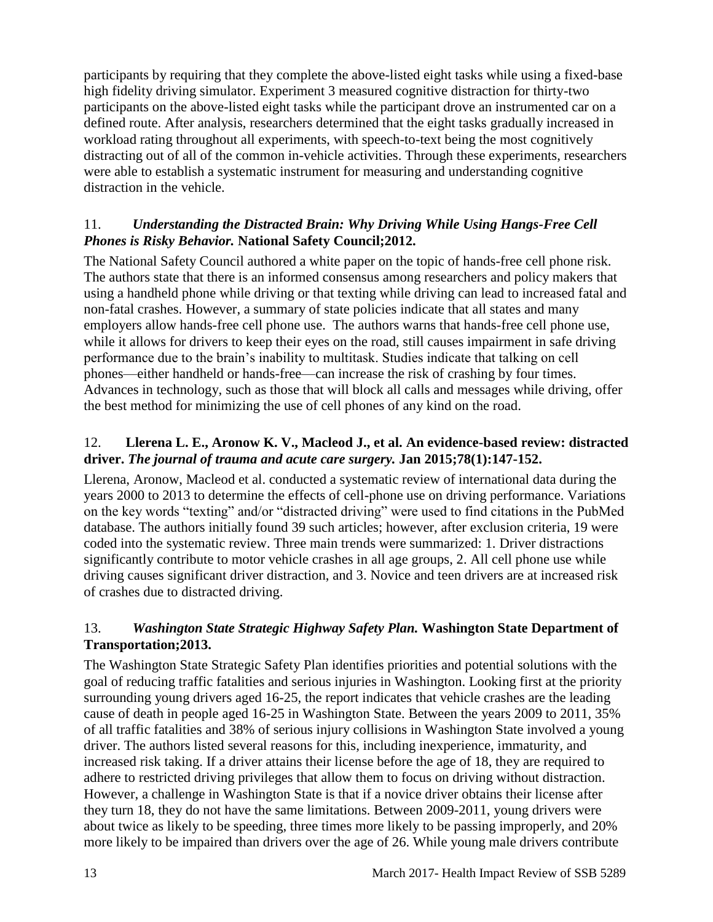participants by requiring that they complete the above-listed eight tasks while using a fixed-base high fidelity driving simulator. Experiment 3 measured cognitive distraction for thirty-two participants on the above-listed eight tasks while the participant drove an instrumented car on a defined route. After analysis, researchers determined that the eight tasks gradually increased in workload rating throughout all experiments, with speech-to-text being the most cognitively distracting out of all of the common in-vehicle activities. Through these experiments, researchers were able to establish a systematic instrument for measuring and understanding cognitive distraction in the vehicle.

### 11. *Understanding the Distracted Brain: Why Driving While Using Hangs-Free Cell Phones is Risky Behavior.* National Safety Council;2012.

The National Safety Council authored a white paper on the topic of hands-free cell phone risk. The authors state that there is an informed consensus among researchers and policy makers that using a handheld phone while driving or that texting while driving can lead to increased fatal and non-fatal crashes. However, a summary of state policies indicate that all states and many employers allow hands-free cell phone use. The authors warns that hands-free cell phone use, while it allows for drivers to keep their eyes on the road, still causes impairment in safe driving performance due to the brain's inability to multitask. Studies indicate that talking on cell phones—either handheld or hands-free—can increase the risk of crashing by four times. Advances in technology, such as those that will block all calls and messages while driving, offer the best method for minimizing the use of cell phones of any kind on the road.

### 12. Llerena L. E., Aronow K. V., Macleod J., et al. An evidence-based review: distracted driver. *The journal of trauma and acute care surgery.* Jan 2015;78(1):147-152.

Llerena, Aronow, Macleod et al. conducted a systematic review of international data during the years 2000 to 2013 to determine the effects of cell-phone use on driving performance. Variations on the key words "texting" and/or "distracted driving" were used to find citations in the PubMed database. The authors initially found 39 such articles; however, after exclusion criteria, 19 were coded into the systematic review. Three main trends were summarized: 1. Driver distractions significantly contribute to motor vehicle crashes in all age groups, 2. All cell phone use while driving causes significant driver distraction, and 3. Novice and teen drivers are at increased risk of crashes due to distracted driving.

### 13. *Washington State Strategic Highway Safety Plan.* Washington State Department of Transportation;2013.

The Washington State Strategic Safety Plan identifies priorities and potential solutions with the goal of reducing traffic fatalities and serious injuries in Washington. Looking first at the priority surrounding young drivers aged 16-25, the report indicates that vehicle crashes are the leading cause of death in people aged 16-25 in Washington State. Between the years 2009 to 2011, 35% of all traffic fatalities and 38% of serious injury collisions in Washington State involved a young driver. The authors listed several reasons for this, including inexperience, immaturity, and increased risk taking. If a driver attains their license before the age of 18, they are required to adhere to restricted driving privileges that allow them to focus on driving without distraction. However, a challenge in Washington State is that if a novice driver obtains their license after they turn 18, they do not have the same limitations. Between 2009-2011, young drivers were about twice as likely to be speeding, three times more likely to be passing improperly, and 20% more likely to be impaired than drivers over the age of 26. While young male drivers contribute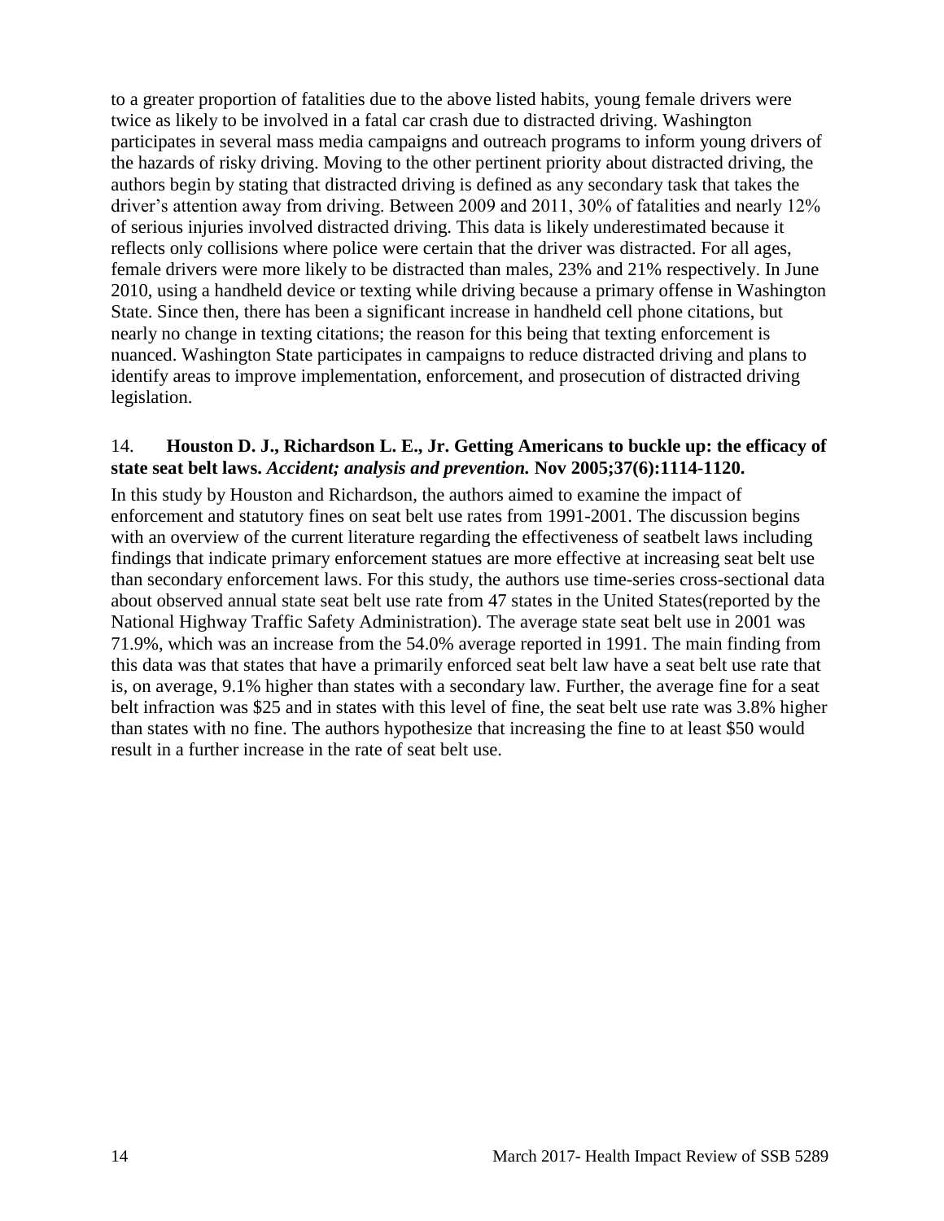to a greater proportion of fatalities due to the above listed habits, young female drivers were twice as likely to be involved in a fatal car crash due to distracted driving. Washington participates in several mass media campaigns and outreach programs to inform young drivers of the hazards of risky driving. Moving to the other pertinent priority about distracted driving, the authors begin by stating that distracted driving is defined as any secondary task that takes the driver's attention away from driving. Between 2009 and 2011, 30% of fatalities and nearly 12% of serious injuries involved distracted driving. This data is likely underestimated because it reflects only collisions where police were certain that the driver was distracted. For all ages, female drivers were more likely to be distracted than males, 23% and 21% respectively. In June 2010, using a handheld device or texting while driving because a primary offense in Washington State. Since then, there has been a significant increase in handheld cell phone citations, but nearly no change in texting citations; the reason for this being that texting enforcement is nuanced. Washington State participates in campaigns to reduce distracted driving and plans to identify areas to improve implementation, enforcement, and prosecution of distracted driving legislation.

14. **Houston D. J., Richardson L. E., Jr. Getting Americans to buckle up: the efficacy of state seat belt laws.** ***Accident; analysis and prevention.*** **Nov 2005;37(6):1114-1120.**

In this study by Houston and Richardson, the authors aimed to examine the impact of enforcement and statutory fines on seat belt use rates from 1991-2001. The discussion begins with an overview of the current literature regarding the effectiveness of seatbelt laws including findings that indicate primary enforcement statues are more effective at increasing seat belt use than secondary enforcement laws. For this study, the authors use time-series cross-sectional data about observed annual state seat belt use rate from 47 states in the United States(reported by the National Highway Traffic Safety Administration). The average state seat belt use in 2001 was 71.9%, which was an increase from the 54.0% average reported in 1991. The main finding from this data was that states that have a primarily enforced seat belt law have a seat belt use rate that is, on average, 9.1% higher than states with a secondary law. Further, the average fine for a seat belt infraction was $25 and in states with this level of fine, the seat belt use rate was 3.8% higher than states with no fine. The authors hypothesize that increasing the fine to at least $50 would result in a further increase in the rate of seat belt use.